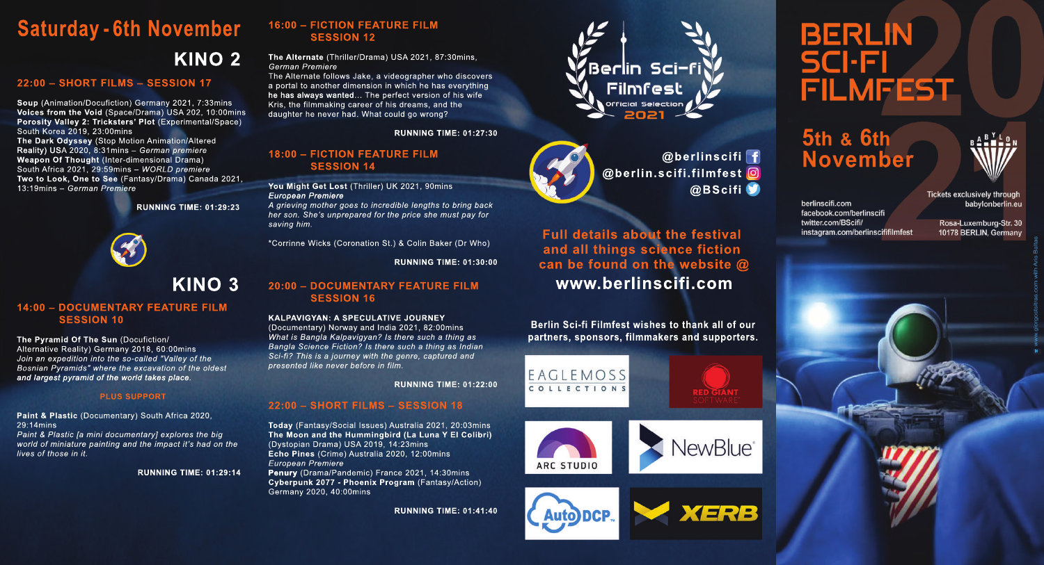# Saturday - 6th November

## KINO 2

### 22:00 – SHORT FILMS – SESSION 17

**Soup** (Animation/Docufiction) Germany 2021, 7:33mins
**Voices from the Void** (Space/Drama) USA 202, 10:00mins
**Porosity Valley 2: Tricksters' Plot** (Experimental/Space) South Korea 2019, 23:00mins
**The Dark Odyssey** (Stop Motion Animation/Altered Reality) USA 2020, 8:31mins – *German premiere*
**Weapon Of Thought** (Inter-dimensional Drama) South Africa 2021, 29:59mins – *WORLD premiere*
**Two to Look, One to See** (Fantasy/Drama) Canada 2021, 13:19mins – *German Premiere*

**RUNNING TIME: 01:29:23**

## KINO 3

### 14:00 – DOCUMENTARY FEATURE FILM SESSION 10

**The Pyramid Of The Sun** (Docufiction/ Alternative Reality) Germany 2018, 60:00mins
*Join an expedition into the so-called "Valley of the Bosnian Pyramids" where the excavation of the oldest **and largest pyramid of the world takes place.***

**PLUS SUPPORT**

**Paint & Plastic** (Documentary) South Africa 2020, 29:14mins
*Paint & Plastic [a mini documentary] explores the big world of miniature painting and the impact it's had on the lives of those in it.*

**RUNNING TIME: 01:29:14**

### 16:00 – FICTION FEATURE FILM SESSION 12

**The Alternate** (Thriller/Drama) USA 2021, 87:30mins, *German Premiere*
The Alternate follows Jake, a videographer who discovers a portal to another dimension in which he has everything **he has always wanted**... The perfect version of his wife Kris, the filmmaking career of his dreams, and the daughter he never had. What could go wrong?

**RUNNING TIME: 01:27:30**

### 18:00 – FICTION FEATURE FILM SESSION 14

**You Might Get Lost** (Thriller) UK 2021, 90mins
***European Premiere***
*A grieving mother goes to incredible lengths to bring back her son. She's unprepared for the price she must pay for saving him.*

*Corrinne Wicks (Coronation St.) & Colin Baker (Dr Who)

**RUNNING TIME: 01:30:00**

### 20:00 – DOCUMENTARY FEATURE FILM SESSION 16

**KALPAVIGYAN: A SPECULATIVE JOURNEY** (Documentary) Norway and India 2021, 82:00mins
*What is Bangla Kalpavigyan? Is there such a thing as Bangla Science Fiction? Is there such a thing as Indian Sci-fi? This is a journey with the genre, captured and presented like never before in film.*

**RUNNING TIME: 01:22:00**

### 22:00 – SHORT FILMS – SESSION 18

**Today** (Fantasy/Social Issues) Australia 2021, 20:03mins
**The Moon and the Hummingbird (La Luna Y El Colibri)** (Dystopian Drama) USA 2019, 14:23mins
**Echo Pines** (Crime) Australia 2020, 12:00mins *European Premiere*
**Penury** (Drama/Pandemic) France 2021, 14:30mins
**Cyberpunk 2077 - Phoenix Program** (Fantasy/Action) Germany 2020, 40:00mins

**RUNNING TIME: 01:41:40**

Berlin Sci-fi Filmfest Official Selection 2021

@berlinscifi
@berlin.scifi.filmfest
@BScifi

**Full details about the festival and all things science fiction can be found on the website @ www.berlinscifi.com**

**Berlin Sci-fi Filmfest wishes to thank all of our partners, sponsors, filmmakers and supporters.**

EAGLEMOSS COLLECTIONS · RED GIANT SOFTWARE · ARC STUDIO · NewBlue · AutoDCP · XERB

# BERLIN SCI-FI FILMFEST 2021

## 5th & 6th November

berlinscifi.com
facebook.com/berlinscifi
twitter.com/BScifi/
instagram.com/berlinscififilmfest

Tickets exclusively through babylonberlin.eu

Rosa-Luxemburg-Str. 30
10178 BERLIN, Germany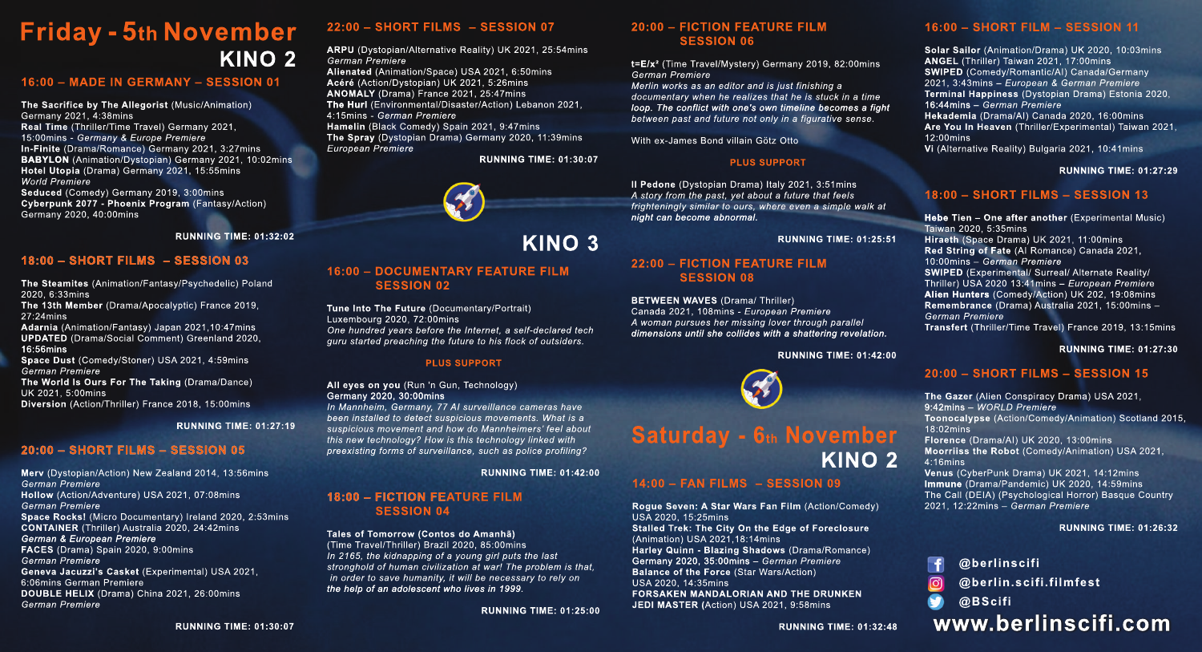# Friday - 5th November

## KINO 2

### 16:00 – MADE IN GERMANY – SESSION 01

**The Sacrifice by The Allegorist** (Music/Animation) Germany 2021, 4:38mins
**Real Time** (Thriller/Time Travel) Germany 2021, 15:00mins - *Germany & Europe Premiere*
**In-Finite** (Drama/Romance) Germany 2021, 3:27mins
**BABYLON** (Animation/Dystopian) Germany 2021, 10:02mins
**Hotel Utopia** (Drama) Germany 2021, 15:55mins *World Premiere*
**Seduced** (Comedy) Germany 2019, 3:00mins
**Cyberpunk 2077 - Phoenix Program** (Fantasy/Action) Germany 2020, 40:00mins

**RUNNING TIME: 01:32:02**

### 18:00 – SHORT FILMS – SESSION 03

**The Steamites** (Animation/Fantasy/Psychedelic) Poland 2020, 6:33mins
**The 13th Member** (Drama/Apocalyptic) France 2019, 27:24mins
**Adarnia** (Animation/Fantasy) Japan 2021,10:47mins
**UPDATED** (Drama/Social Comment) Greenland 2020, **16:56mins**
**Space Dust** (Comedy/Stoner) USA 2021, 4:59mins *German Premiere*
**The World Is Ours For The Taking** (Drama/Dance) UK 2021, 5:00mins
**Diversion** (Action/Thriller) France 2018, 15:00mins

**RUNNING TIME: 01:27:19**

### 20:00 – SHORT FILMS – SESSION 05

**Merv** (Dystopian/Action) New Zealand 2014, 13:56mins *German Premiere*
**Hollow** (Action/Adventure) USA 2021, 07:08mins *German Premiere*
**Space Rocks!** (Micro Documentary) Ireland 2020, 2:53mins
**CONTAINER** (Thriller) Australia 2020, 24:42mins *German & European Premiere*
**FACES** (Drama) Spain 2020, 9:00mins *German Premiere*
**Geneva Jacuzzi's Casket** (Experimental) USA 2021, 6:06mins German Premiere
**DOUBLE HELIX** (Drama) China 2021, 26:00mins *German Premiere*

**RUNNING TIME: 01:30:07**

### 22:00 – SHORT FILMS – SESSION 07

**ARPU** (Dystopian/Alternative Reality) UK 2021, 25:54mins *German Premiere*
**Alienated** (Animation/Space) USA 2021, 6:50mins
**Acéré** (Action/Dystopian) UK 2021, 5:26mins
**ANOMALY** (Drama) France 2021, 25:47mins
**The Hurl** (Environmental/Disaster/Action) Lebanon 2021, 4:15mins - *German Premiere*
**Hamelin** (Black Comedy) Spain 2021, 9:47mins
**The Spray** (Dystopian Drama) Germany 2020, 11:39mins *European Premiere*

**RUNNING TIME: 01:30:07**

## KINO 3

### 16:00 – DOCUMENTARY FEATURE FILM SESSION 02

**Tune Into The Future** (Documentary/Portrait) Luxembourg 2020, 72:00mins
*One hundred years before the Internet, a self-declared tech guru started preaching the future to his flock of outsiders.*

**PLUS SUPPORT**

**All eyes on you** (Run 'n Gun, Technology) **Germany 2020, 30:00mins**
*In Mannheim, Germany, 77 AI surveillance cameras have been installed to detect suspicious movements. What is a suspicious movement and how do Mannheimers' feel about this new technology? How is this technology linked with preexisting forms of surveillance, such as police profiling?*

**RUNNING TIME: 01:42:00**

### 18:00 – FICTION FEATURE FILM SESSION 04

**Tales of Tomorrow (Contos do Amanhã)** (Time Travel/Thriller) Brazil 2020, 85:00mins
*In 2165, the kidnapping of a young girl puts the last stronghold of human civilization at war! The problem is that, in order to save humanity, it will be necessary to rely on* ***the help of an adolescent who lives in 1999.***

**RUNNING TIME: 01:25:00**

### 20:00 – FICTION FEATURE FILM SESSION 06

**t=E/x²** (Time Travel/Mystery) Germany 2019, 82:00mins *German Premiere*
*Merlin works as an editor and is just finishing a documentary when he realizes that he is stuck in a time* ***loop. The conflict with one's own timeline becomes a fight*** *between past and future not only in a figurative sense.*

With ex-James Bond villain Götz Otto

**PLUS SUPPORT**

**Il Pedone** (Dystopian Drama) Italy 2021, 3:51mins
*A story from the past, yet about a future that feels frighteningly similar to ours, where even a simple walk at* ***night can become abnormal.***

**RUNNING TIME: 01:25:51**

### 22:00 – FICTION FEATURE FILM SESSION 08

**BETWEEN WAVES** (Drama/ Thriller) Canada 2021, 108mins - *European Premiere*
***A woman pursues her missing lover through parallel dimensions until she collides with a shattering revelation.***

**RUNNING TIME: 01:42:00**

# Saturday - 6th November

## KINO 2

### 14:00 – FAN FILMS – SESSION 09

**Rogue Seven: A Star Wars Fan Film** (Action/Comedy) USA 2020, 15:25mins
**Stalled Trek: The City On the Edge of Foreclosure** (Animation) USA 2021,18:14mins
**Harley Quinn - Blazing Shadows** (Drama/Romance) Germany 2020, **35:00mins** – *German Premiere*
**Balance of the Force** (Star Wars/Action) USA 2020, 14:35mins
**FORSAKEN MANDALORIAN AND THE DRUNKEN JEDI MASTER** (Action) USA 2021, 9:58mins

**RUNNING TIME: 01:32:48**

### 16:00 – SHORT FILM – SESSION 11

**Solar Sailor** (Animation/Drama) UK 2020, 10:03mins
**ANGEL** (Thriller) Taiwan 2021, 17:00mins
**SWIPED** (Comedy/Romance/AI) Canada/Germany 2021, 3:43mins – *European & German Premiere*
**Terminal Happiness** (Dystopian Drama) Estonia 2020, 16:44mins – *German Premiere*
**Hekademia** (Drama/AI) Canada 2020, 16:00mins
**Are You In Heaven** (Thriller/Experimental) Taiwan 2021, 12:00mins
**Vi** (Alternative Reality) Bulgaria 2021, 10:41mins

**RUNNING TIME: 01:27:29**

### 18:00 – SHORT FILMS – SESSION 13

**Hebe Tien – One after another** (Experimental Music) Taiwan 2020, 5:35mins
**Hiraeth** (Space Drama) UK 2021, 11:00mins
**Red String of Fate** (AI Romance) Canada 2021, 10:00mins – *German Premiere*
**SWIPED** (Experimental/ Surreal/ Alternate Reality/ Thriller) USA 2020 13:41mins – *European Premiere*
**Alien Hunters** (Comedy/Action) UK 202, 19:08mins
**Remembrance** (Drama) Australia 2021, 15:00mins – *German Premiere*
**Transfert** (Thriller/Time Travel) France 2019, 13:15mins

**RUNNING TIME: 01:27:30**

### 20:00 – SHORT FILMS – SESSION 15

**The Gazer** (Alien Conspiracy Drama) USA 2021, **9:42mins** – *WORLD Premiere*
**Toonocalypse** (Action/Comedy/Animation) Scotland 2015, 18:02mins
**Florence** (Drama/AI) UK 2020, 13:00mins
**Moorliss the Robot** (Comedy/Animation) USA 2021, 4:16mins
**Venus** (CyberPunk Drama) UK 2021, 14:12mins
**Immune** (Drama/Pandemic) UK 2020, 14:59mins
The Call (DEIA) (Psychological Horror) Basque Country 2021, 12:22mins – *German Premiere*

**RUNNING TIME: 01:26:32**

@berlinscifi
@berlin.scifi.filmfest
@BScifi

**www.berlinscifi.com**